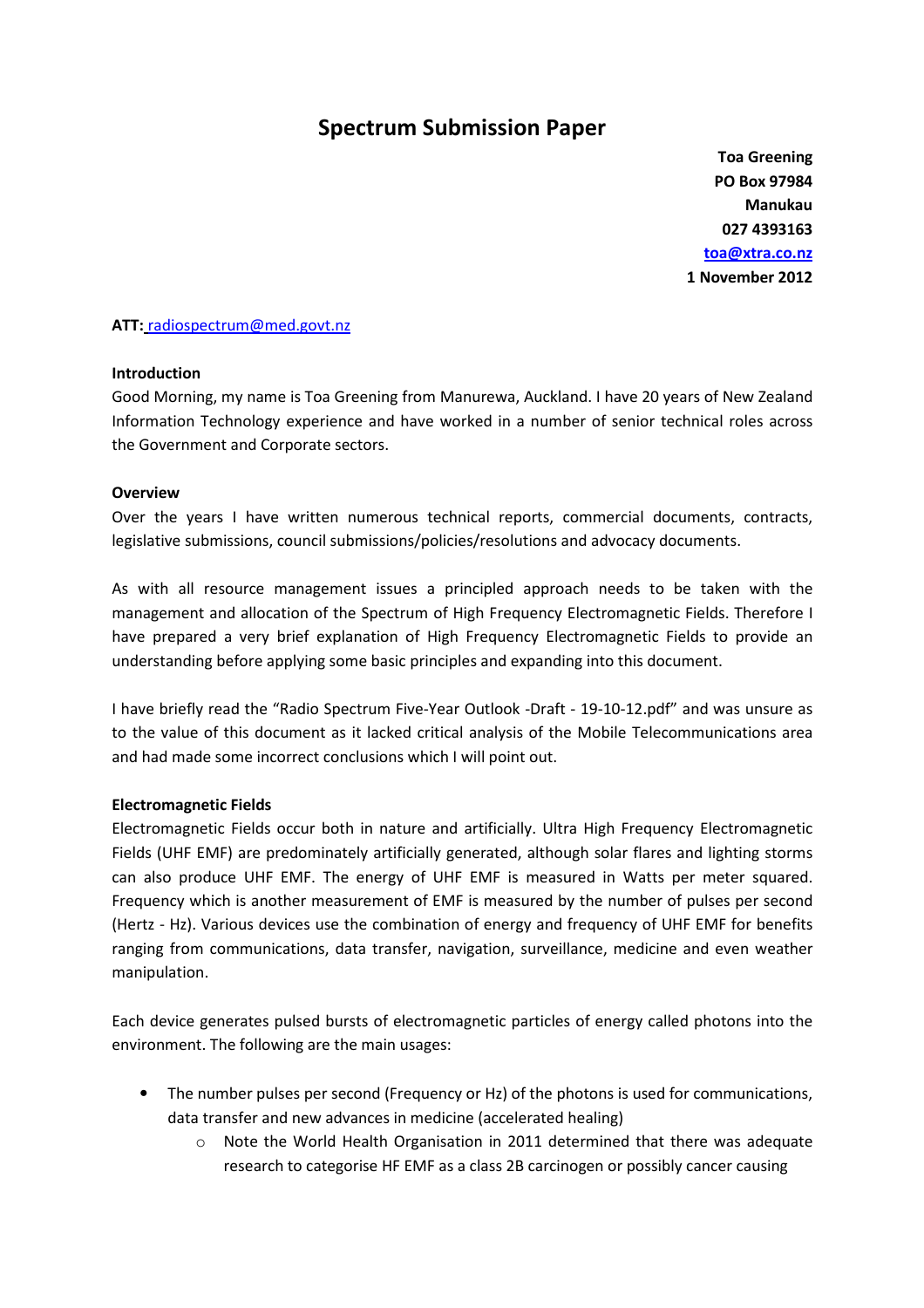# Spectrum Submission Paper

**Toa Greening**
**PO Box 97984**
**Manukau**
**027 4393163**
**toa@xtra.co.nz**
**1 November 2012**

**ATT:** radiospectrum@med.govt.nz

**Introduction**

Good Morning, my name is Toa Greening from Manurewa, Auckland. I have 20 years of New Zealand Information Technology experience and have worked in a number of senior technical roles across the Government and Corporate sectors.

**Overview**

Over the years I have written numerous technical reports, commercial documents, contracts, legislative submissions, council submissions/policies/resolutions and advocacy documents.

As with all resource management issues a principled approach needs to be taken with the management and allocation of the Spectrum of High Frequency Electromagnetic Fields. Therefore I have prepared a very brief explanation of High Frequency Electromagnetic Fields to provide an understanding before applying some basic principles and expanding into this document.

I have briefly read the "Radio Spectrum Five-Year Outlook -Draft - 19-10-12.pdf" and was unsure as to the value of this document as it lacked critical analysis of the Mobile Telecommunications area and had made some incorrect conclusions which I will point out.

**Electromagnetic Fields**

Electromagnetic Fields occur both in nature and artificially. Ultra High Frequency Electromagnetic Fields (UHF EMF) are predominately artificially generated, although solar flares and lighting storms can also produce UHF EMF. The energy of UHF EMF is measured in Watts per meter squared. Frequency which is another measurement of EMF is measured by the number of pulses per second (Hertz - Hz). Various devices use the combination of energy and frequency of UHF EMF for benefits ranging from communications, data transfer, navigation, surveillance, medicine and even weather manipulation.

Each device generates pulsed bursts of electromagnetic particles of energy called photons into the environment. The following are the main usages:

- The number pulses per second (Frequency or Hz) of the photons is used for communications, data transfer and new advances in medicine (accelerated healing)
  - Note the World Health Organisation in 2011 determined that there was adequate research to categorise HF EMF as a class 2B carcinogen or possibly cancer causing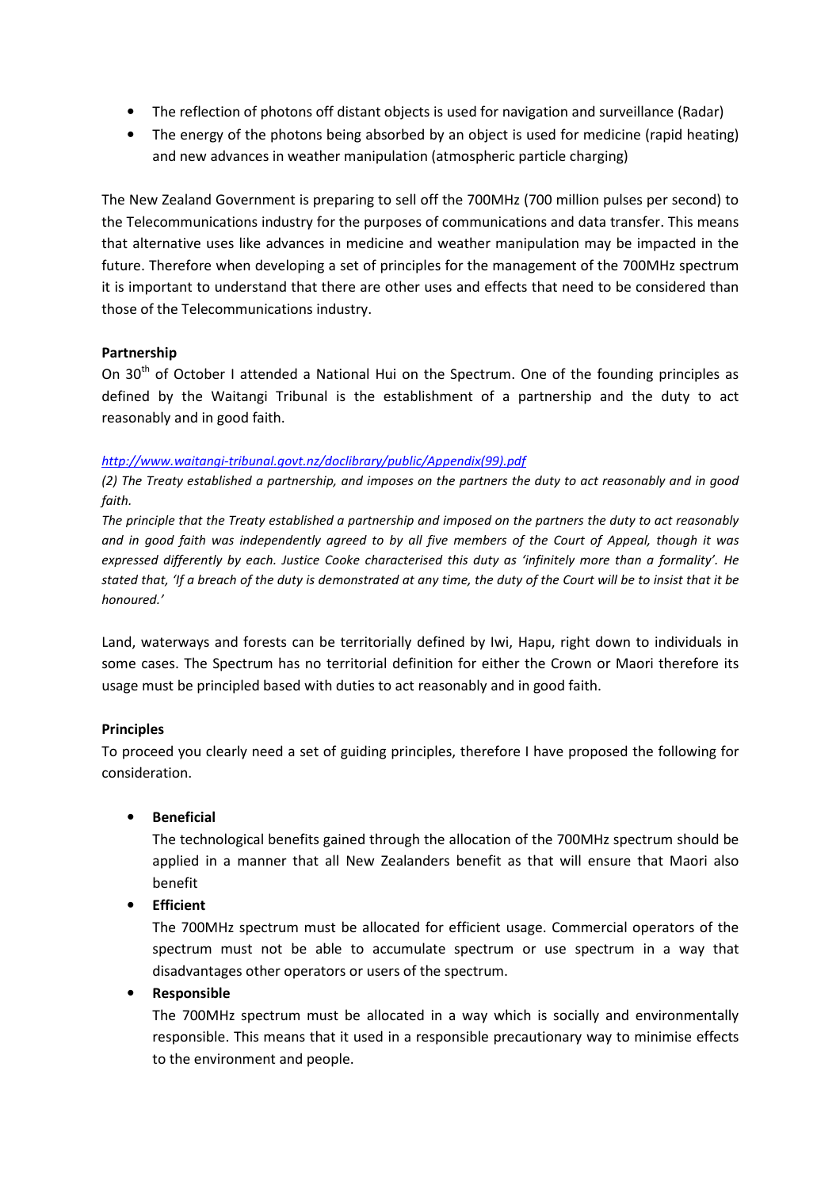- The reflection of photons off distant objects is used for navigation and surveillance (Radar)
- The energy of the photons being absorbed by an object is used for medicine (rapid heating) and new advances in weather manipulation (atmospheric particle charging)

The New Zealand Government is preparing to sell off the 700MHz (700 million pulses per second) to the Telecommunications industry for the purposes of communications and data transfer. This means that alternative uses like advances in medicine and weather manipulation may be impacted in the future. Therefore when developing a set of principles for the management of the 700MHz spectrum it is important to understand that there are other uses and effects that need to be considered than those of the Telecommunications industry.

**Partnership**
On 30th of October I attended a National Hui on the Spectrum. One of the founding principles as defined by the Waitangi Tribunal is the establishment of a partnership and the duty to act reasonably and in good faith.

*http://www.waitangi-tribunal.govt.nz/doclibrary/public/Appendix(99).pdf*
*(2) The Treaty established a partnership, and imposes on the partners the duty to act reasonably and in good faith.*
*The principle that the Treaty established a partnership and imposed on the partners the duty to act reasonably and in good faith was independently agreed to by all five members of the Court of Appeal, though it was expressed differently by each. Justice Cooke characterised this duty as 'infinitely more than a formality'. He stated that, 'If a breach of the duty is demonstrated at any time, the duty of the Court will be to insist that it be honoured.'*

Land, waterways and forests can be territorially defined by Iwi, Hapu, right down to individuals in some cases. The Spectrum has no territorial definition for either the Crown or Maori therefore its usage must be principled based with duties to act reasonably and in good faith.

**Principles**
To proceed you clearly need a set of guiding principles, therefore I have proposed the following for consideration.

- **Beneficial**
  The technological benefits gained through the allocation of the 700MHz spectrum should be applied in a manner that all New Zealanders benefit as that will ensure that Maori also benefit
- **Efficient**
  The 700MHz spectrum must be allocated for efficient usage. Commercial operators of the spectrum must not be able to accumulate spectrum or use spectrum in a way that disadvantages other operators or users of the spectrum.
- **Responsible**
  The 700MHz spectrum must be allocated in a way which is socially and environmentally responsible. This means that it used in a responsible precautionary way to minimise effects to the environment and people.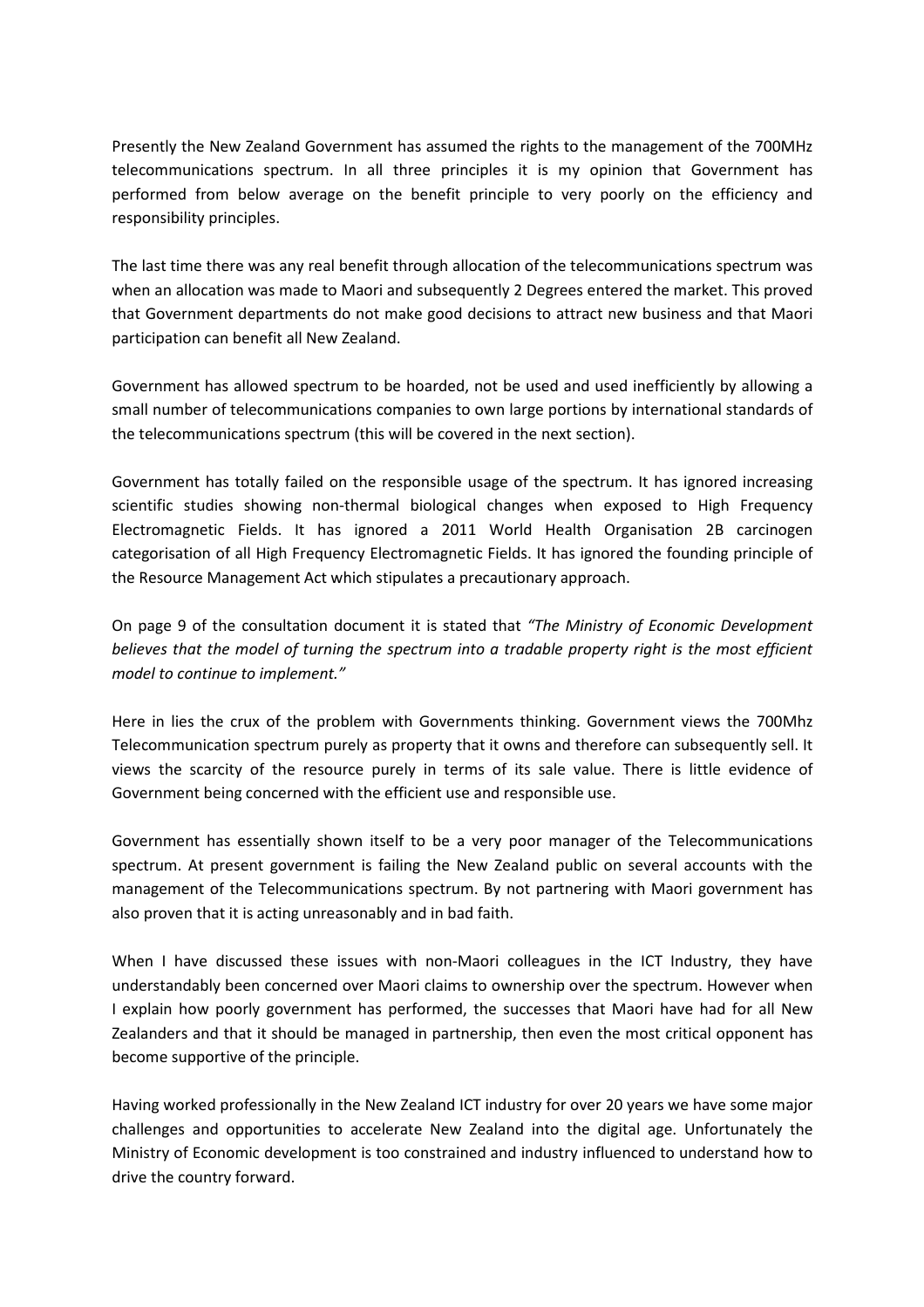Presently the New Zealand Government has assumed the rights to the management of the 700MHz telecommunications spectrum. In all three principles it is my opinion that Government has performed from below average on the benefit principle to very poorly on the efficiency and responsibility principles.

The last time there was any real benefit through allocation of the telecommunications spectrum was when an allocation was made to Maori and subsequently 2 Degrees entered the market. This proved that Government departments do not make good decisions to attract new business and that Maori participation can benefit all New Zealand.

Government has allowed spectrum to be hoarded, not be used and used inefficiently by allowing a small number of telecommunications companies to own large portions by international standards of the telecommunications spectrum (this will be covered in the next section).

Government has totally failed on the responsible usage of the spectrum. It has ignored increasing scientific studies showing non-thermal biological changes when exposed to High Frequency Electromagnetic Fields. It has ignored a 2011 World Health Organisation 2B carcinogen categorisation of all High Frequency Electromagnetic Fields. It has ignored the founding principle of the Resource Management Act which stipulates a precautionary approach.

On page 9 of the consultation document it is stated that *"The Ministry of Economic Development believes that the model of turning the spectrum into a tradable property right is the most efficient model to continue to implement."*

Here in lies the crux of the problem with Governments thinking. Government views the 700Mhz Telecommunication spectrum purely as property that it owns and therefore can subsequently sell. It views the scarcity of the resource purely in terms of its sale value. There is little evidence of Government being concerned with the efficient use and responsible use.

Government has essentially shown itself to be a very poor manager of the Telecommunications spectrum. At present government is failing the New Zealand public on several accounts with the management of the Telecommunications spectrum. By not partnering with Maori government has also proven that it is acting unreasonably and in bad faith.

When I have discussed these issues with non-Maori colleagues in the ICT Industry, they have understandably been concerned over Maori claims to ownership over the spectrum. However when I explain how poorly government has performed, the successes that Maori have had for all New Zealanders and that it should be managed in partnership, then even the most critical opponent has become supportive of the principle.

Having worked professionally in the New Zealand ICT industry for over 20 years we have some major challenges and opportunities to accelerate New Zealand into the digital age. Unfortunately the Ministry of Economic development is too constrained and industry influenced to understand how to drive the country forward.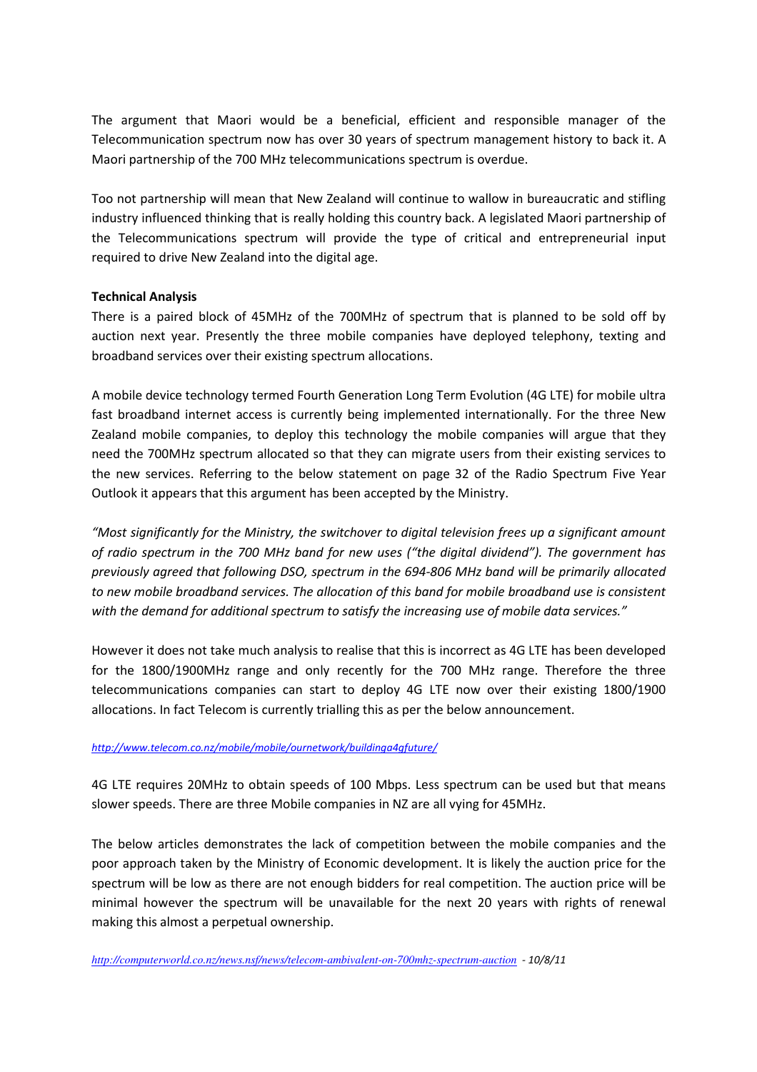The argument that Maori would be a beneficial, efficient and responsible manager of the Telecommunication spectrum now has over 30 years of spectrum management history to back it. A Maori partnership of the 700 MHz telecommunications spectrum is overdue.

Too not partnership will mean that New Zealand will continue to wallow in bureaucratic and stifling industry influenced thinking that is really holding this country back. A legislated Maori partnership of the Telecommunications spectrum will provide the type of critical and entrepreneurial input required to drive New Zealand into the digital age.

**Technical Analysis**

There is a paired block of 45MHz of the 700MHz of spectrum that is planned to be sold off by auction next year. Presently the three mobile companies have deployed telephony, texting and broadband services over their existing spectrum allocations.

A mobile device technology termed Fourth Generation Long Term Evolution (4G LTE) for mobile ultra fast broadband internet access is currently being implemented internationally. For the three New Zealand mobile companies, to deploy this technology the mobile companies will argue that they need the 700MHz spectrum allocated so that they can migrate users from their existing services to the new services. Referring to the below statement on page 32 of the Radio Spectrum Five Year Outlook it appears that this argument has been accepted by the Ministry.

*"Most significantly for the Ministry, the switchover to digital television frees up a significant amount of radio spectrum in the 700 MHz band for new uses ("the digital dividend"). The government has previously agreed that following DSO, spectrum in the 694-806 MHz band will be primarily allocated to new mobile broadband services. The allocation of this band for mobile broadband use is consistent with the demand for additional spectrum to satisfy the increasing use of mobile data services."*

However it does not take much analysis to realise that this is incorrect as 4G LTE has been developed for the 1800/1900MHz range and only recently for the 700 MHz range. Therefore the three telecommunications companies can start to deploy 4G LTE now over their existing 1800/1900 allocations. In fact Telecom is currently trialling this as per the below announcement.

*http://www.telecom.co.nz/mobile/mobile/ournetwork/buildinga4gfuture/*

4G LTE requires 20MHz to obtain speeds of 100 Mbps. Less spectrum can be used but that means slower speeds. There are three Mobile companies in NZ are all vying for 45MHz.

The below articles demonstrates the lack of competition between the mobile companies and the poor approach taken by the Ministry of Economic development. It is likely the auction price for the spectrum will be low as there are not enough bidders for real competition. The auction price will be minimal however the spectrum will be unavailable for the next 20 years with rights of renewal making this almost a perpetual ownership.

*http://computerworld.co.nz/news.nsf/news/telecom-ambivalent-on-700mhz-spectrum-auction - 10/8/11*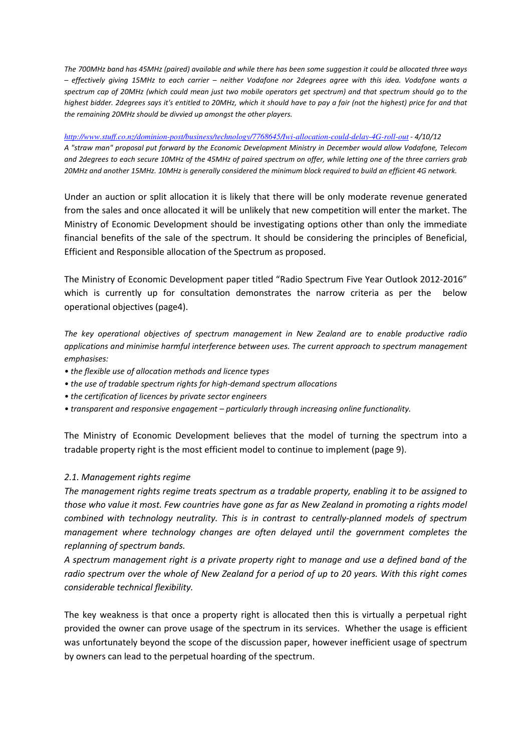*The 700MHz band has 45MHz (paired) available and while there has been some suggestion it could be allocated three ways – effectively giving 15MHz to each carrier – neither Vodafone nor 2degrees agree with this idea. Vodafone wants a spectrum cap of 20MHz (which could mean just two mobile operators get spectrum) and that spectrum should go to the highest bidder. 2degrees says it's entitled to 20MHz, which it should have to pay a fair (not the highest) price for and that the remaining 20MHz should be divvied up amongst the other players.*

*http://www.stuff.co.nz/dominion-post/business/technology/7768645/Iwi-allocation-could-delay-4G-roll-out - 4/10/12*
*A "straw man" proposal put forward by the Economic Development Ministry in December would allow Vodafone, Telecom and 2degrees to each secure 10MHz of the 45MHz of paired spectrum on offer, while letting one of the three carriers grab 20MHz and another 15MHz. 10MHz is generally considered the minimum block required to build an efficient 4G network.*

Under an auction or split allocation it is likely that there will be only moderate revenue generated from the sales and once allocated it will be unlikely that new competition will enter the market. The Ministry of Economic Development should be investigating options other than only the immediate financial benefits of the sale of the spectrum. It should be considering the principles of Beneficial, Efficient and Responsible allocation of the Spectrum as proposed.

The Ministry of Economic Development paper titled "Radio Spectrum Five Year Outlook 2012-2016" which is currently up for consultation demonstrates the narrow criteria as per the below operational objectives (page4).

*The key operational objectives of spectrum management in New Zealand are to enable productive radio applications and minimise harmful interference between uses. The current approach to spectrum management emphasises:*

- *the flexible use of allocation methods and licence types*
- *the use of tradable spectrum rights for high-demand spectrum allocations*
- *the certification of licences by private sector engineers*
- *transparent and responsive engagement – particularly through increasing online functionality.*

The Ministry of Economic Development believes that the model of turning the spectrum into a tradable property right is the most efficient model to continue to implement (page 9).

*2.1. Management rights regime*

*The management rights regime treats spectrum as a tradable property, enabling it to be assigned to those who value it most. Few countries have gone as far as New Zealand in promoting a rights model combined with technology neutrality. This is in contrast to centrally-planned models of spectrum management where technology changes are often delayed until the government completes the replanning of spectrum bands.*

*A spectrum management right is a private property right to manage and use a defined band of the radio spectrum over the whole of New Zealand for a period of up to 20 years. With this right comes considerable technical flexibility.*

The key weakness is that once a property right is allocated then this is virtually a perpetual right provided the owner can prove usage of the spectrum in its services. Whether the usage is efficient was unfortunately beyond the scope of the discussion paper, however inefficient usage of spectrum by owners can lead to the perpetual hoarding of the spectrum.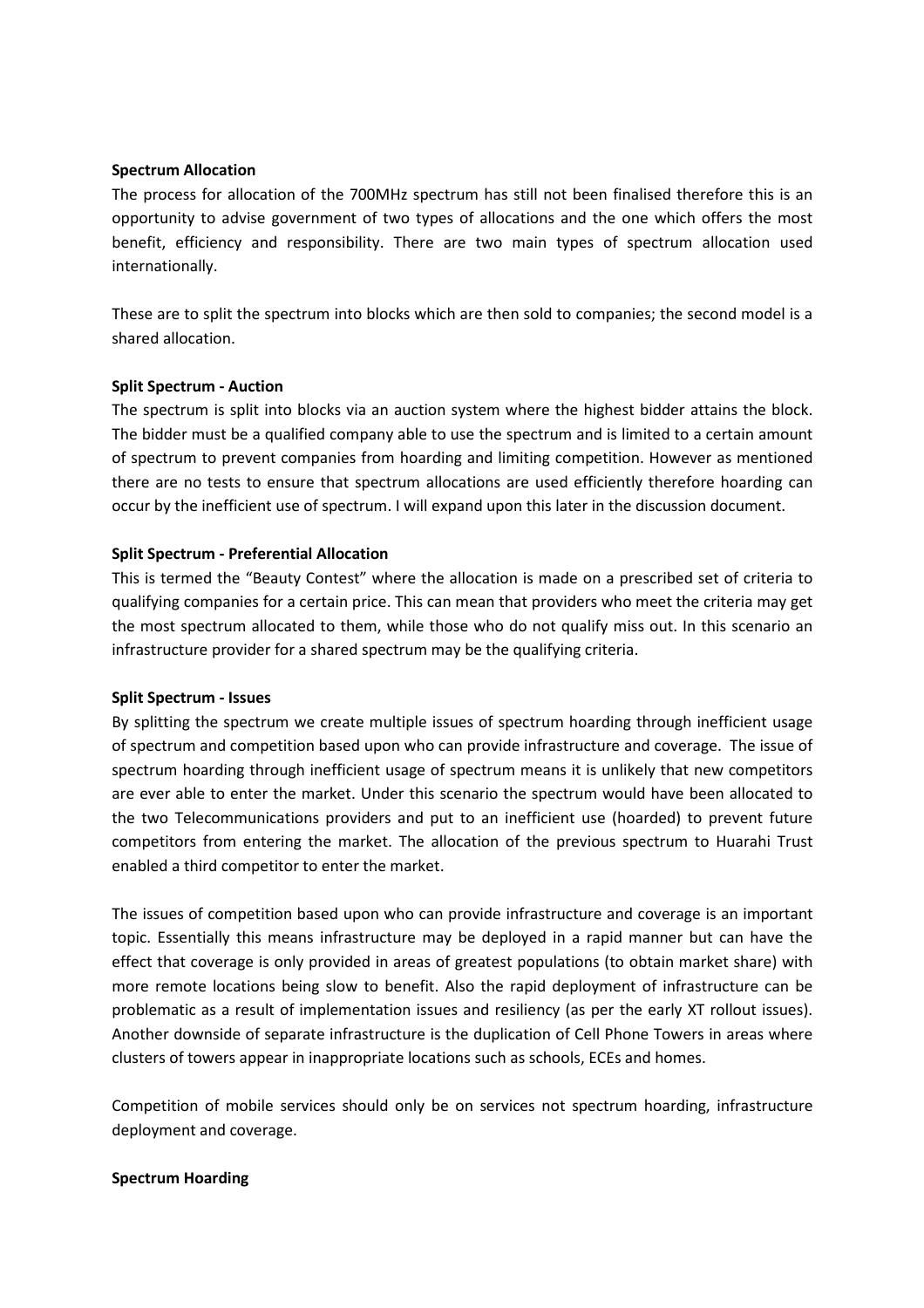**Spectrum Allocation**

The process for allocation of the 700MHz spectrum has still not been finalised therefore this is an opportunity to advise government of two types of allocations and the one which offers the most benefit, efficiency and responsibility. There are two main types of spectrum allocation used internationally.

These are to split the spectrum into blocks which are then sold to companies; the second model is a shared allocation.

**Split Spectrum - Auction**

The spectrum is split into blocks via an auction system where the highest bidder attains the block. The bidder must be a qualified company able to use the spectrum and is limited to a certain amount of spectrum to prevent companies from hoarding and limiting competition. However as mentioned there are no tests to ensure that spectrum allocations are used efficiently therefore hoarding can occur by the inefficient use of spectrum. I will expand upon this later in the discussion document.

**Split Spectrum - Preferential Allocation**

This is termed the "Beauty Contest" where the allocation is made on a prescribed set of criteria to qualifying companies for a certain price. This can mean that providers who meet the criteria may get the most spectrum allocated to them, while those who do not qualify miss out. In this scenario an infrastructure provider for a shared spectrum may be the qualifying criteria.

**Split Spectrum - Issues**

By splitting the spectrum we create multiple issues of spectrum hoarding through inefficient usage of spectrum and competition based upon who can provide infrastructure and coverage. The issue of spectrum hoarding through inefficient usage of spectrum means it is unlikely that new competitors are ever able to enter the market. Under this scenario the spectrum would have been allocated to the two Telecommunications providers and put to an inefficient use (hoarded) to prevent future competitors from entering the market. The allocation of the previous spectrum to Huarahi Trust enabled a third competitor to enter the market.

The issues of competition based upon who can provide infrastructure and coverage is an important topic. Essentially this means infrastructure may be deployed in a rapid manner but can have the effect that coverage is only provided in areas of greatest populations (to obtain market share) with more remote locations being slow to benefit. Also the rapid deployment of infrastructure can be problematic as a result of implementation issues and resiliency (as per the early XT rollout issues). Another downside of separate infrastructure is the duplication of Cell Phone Towers in areas where clusters of towers appear in inappropriate locations such as schools, ECEs and homes.

Competition of mobile services should only be on services not spectrum hoarding, infrastructure deployment and coverage.

**Spectrum Hoarding**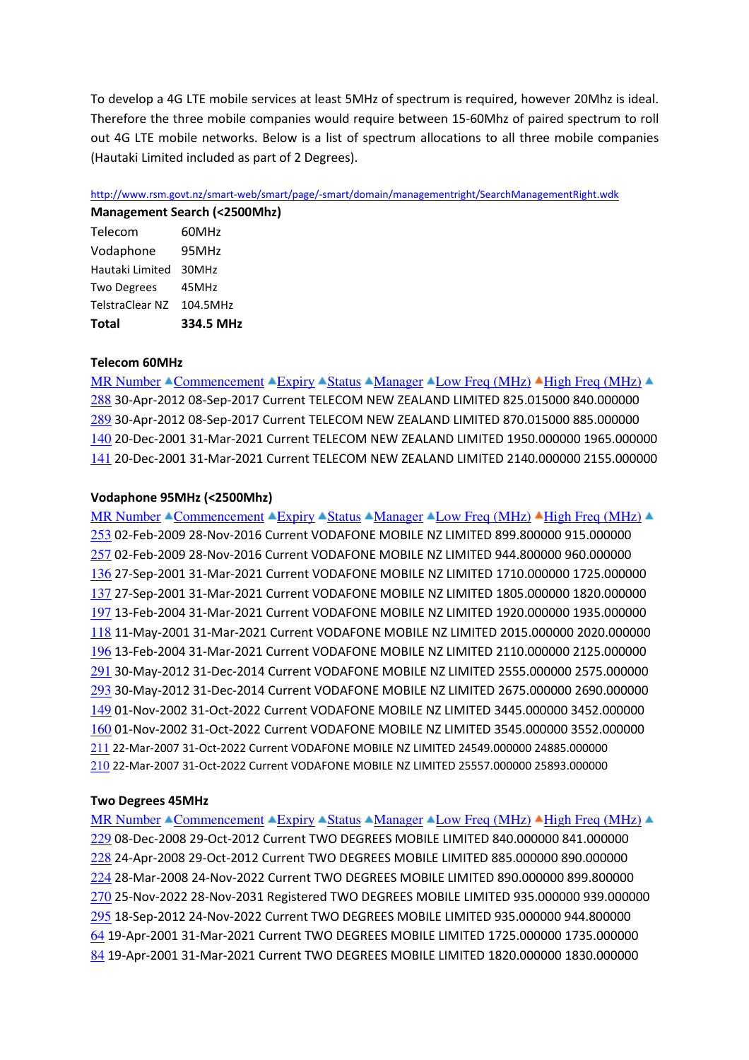To develop a 4G LTE mobile services at least 5MHz of spectrum is required, however 20Mhz is ideal. Therefore the three mobile companies would require between 15-60Mhz of paired spectrum to roll out 4G LTE mobile networks. Below is a list of spectrum allocations to all three mobile companies (Hautaki Limited included as part of 2 Degrees).

http://www.rsm.govt.nz/smart-web/smart/page/-smart/domain/managementright/SearchManagementRight.wdk

**Management Search (<2500Mhz)**

| | |
|---|---|
| Telecom | 60MHz |
| Vodaphone | 95MHz |
| Hautaki Limited | 30MHz |
| Two Degrees | 45MHz |
| TelstraClear NZ | 104.5MHz |
| **Total** | **334.5 MHz** |

**Telecom 60MHz**

| MR Number | Commencement | Expiry | Status | Manager | Low Freq (MHz) | High Freq (MHz) |
|---|---|---|---|---|---|---|
| 288 | 30-Apr-2012 | 08-Sep-2017 | Current | TELECOM NEW ZEALAND LIMITED | 825.015000 | 840.000000 |
| 289 | 30-Apr-2012 | 08-Sep-2017 | Current | TELECOM NEW ZEALAND LIMITED | 870.015000 | 885.000000 |
| 140 | 20-Dec-2001 | 31-Mar-2021 | Current | TELECOM NEW ZEALAND LIMITED | 1950.000000 | 1965.000000 |
| 141 | 20-Dec-2001 | 31-Mar-2021 | Current | TELECOM NEW ZEALAND LIMITED | 2140.000000 | 2155.000000 |

**Vodaphone 95MHz (<2500Mhz)**

| MR Number | Commencement | Expiry | Status | Manager | Low Freq (MHz) | High Freq (MHz) |
|---|---|---|---|---|---|---|
| 253 | 02-Feb-2009 | 28-Nov-2016 | Current | VODAFONE MOBILE NZ LIMITED | 899.800000 | 915.000000 |
| 257 | 02-Feb-2009 | 28-Nov-2016 | Current | VODAFONE MOBILE NZ LIMITED | 944.800000 | 960.000000 |
| 136 | 27-Sep-2001 | 31-Mar-2021 | Current | VODAFONE MOBILE NZ LIMITED | 1710.000000 | 1725.000000 |
| 137 | 27-Sep-2001 | 31-Mar-2021 | Current | VODAFONE MOBILE NZ LIMITED | 1805.000000 | 1820.000000 |
| 197 | 13-Feb-2004 | 31-Mar-2021 | Current | VODAFONE MOBILE NZ LIMITED | 1920.000000 | 1935.000000 |
| 118 | 11-May-2001 | 31-Mar-2021 | Current | VODAFONE MOBILE NZ LIMITED | 2015.000000 | 2020.000000 |
| 196 | 13-Feb-2004 | 31-Mar-2021 | Current | VODAFONE MOBILE NZ LIMITED | 2110.000000 | 2125.000000 |
| 291 | 30-May-2012 | 31-Dec-2014 | Current | VODAFONE MOBILE NZ LIMITED | 2555.000000 | 2575.000000 |
| 293 | 30-May-2012 | 31-Dec-2014 | Current | VODAFONE MOBILE NZ LIMITED | 2675.000000 | 2690.000000 |
| 149 | 01-Nov-2002 | 31-Oct-2022 | Current | VODAFONE MOBILE NZ LIMITED | 3445.000000 | 3452.000000 |
| 160 | 01-Nov-2002 | 31-Oct-2022 | Current | VODAFONE MOBILE NZ LIMITED | 3545.000000 | 3552.000000 |
| 211 | 22-Mar-2007 | 31-Oct-2022 | Current | VODAFONE MOBILE NZ LIMITED | 24549.000000 | 24885.000000 |
| 210 | 22-Mar-2007 | 31-Oct-2022 | Current | VODAFONE MOBILE NZ LIMITED | 25557.000000 | 25893.000000 |

**Two Degrees 45MHz**

| MR Number | Commencement | Expiry | Status | Manager | Low Freq (MHz) | High Freq (MHz) |
|---|---|---|---|---|---|---|
| 229 | 08-Dec-2008 | 29-Oct-2012 | Current | TWO DEGREES MOBILE LIMITED | 840.000000 | 841.000000 |
| 228 | 24-Apr-2008 | 29-Oct-2012 | Current | TWO DEGREES MOBILE LIMITED | 885.000000 | 890.000000 |
| 224 | 28-Mar-2008 | 24-Nov-2022 | Current | TWO DEGREES MOBILE LIMITED | 890.000000 | 899.800000 |
| 270 | 25-Nov-2022 | 28-Nov-2031 | Registered | TWO DEGREES MOBILE LIMITED | 935.000000 | 939.000000 |
| 295 | 18-Sep-2012 | 24-Nov-2022 | Current | TWO DEGREES MOBILE LIMITED | 935.000000 | 944.800000 |
| 64 | 19-Apr-2001 | 31-Mar-2021 | Current | TWO DEGREES MOBILE LIMITED | 1725.000000 | 1735.000000 |
| 84 | 19-Apr-2001 | 31-Mar-2021 | Current | TWO DEGREES MOBILE LIMITED | 1820.000000 | 1830.000000 |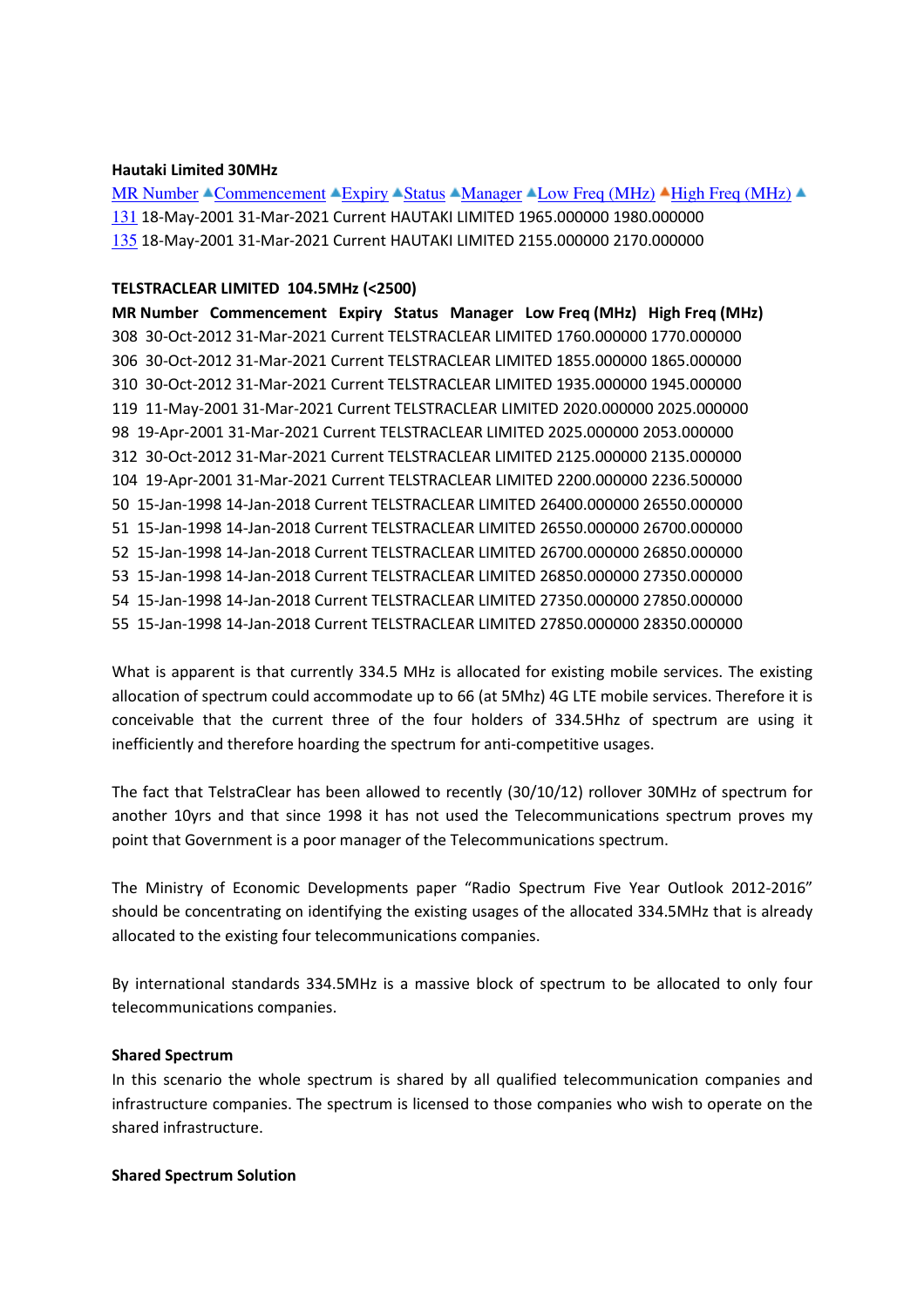**Hautaki Limited 30MHz**

| MR Number | Commencement | Expiry | Status | Manager | Low Freq (MHz) | High Freq (MHz) |
|---|---|---|---|---|---|---|
| 131 | 18-May-2001 | 31-Mar-2021 | Current | HAUTAKI LIMITED | 1965.000000 | 1980.000000 |
| 135 | 18-May-2001 | 31-Mar-2021 | Current | HAUTAKI LIMITED | 2155.000000 | 2170.000000 |

**TELSTRACLEAR LIMITED 104.5MHz (<2500)**

| MR Number | Commencement | Expiry | Status | Manager | Low Freq (MHz) | High Freq (MHz) |
|---|---|---|---|---|---|---|
| 308 | 30-Oct-2012 | 31-Mar-2021 | Current | TELSTRACLEAR LIMITED | 1760.000000 | 1770.000000 |
| 306 | 30-Oct-2012 | 31-Mar-2021 | Current | TELSTRACLEAR LIMITED | 1855.000000 | 1865.000000 |
| 310 | 30-Oct-2012 | 31-Mar-2021 | Current | TELSTRACLEAR LIMITED | 1935.000000 | 1945.000000 |
| 119 | 11-May-2001 | 31-Mar-2021 | Current | TELSTRACLEAR LIMITED | 2020.000000 | 2025.000000 |
| 98 | 19-Apr-2001 | 31-Mar-2021 | Current | TELSTRACLEAR LIMITED | 2025.000000 | 2053.000000 |
| 312 | 30-Oct-2012 | 31-Mar-2021 | Current | TELSTRACLEAR LIMITED | 2125.000000 | 2135.000000 |
| 104 | 19-Apr-2001 | 31-Mar-2021 | Current | TELSTRACLEAR LIMITED | 2200.000000 | 2236.500000 |
| 50 | 15-Jan-1998 | 14-Jan-2018 | Current | TELSTRACLEAR LIMITED | 26400.000000 | 26550.000000 |
| 51 | 15-Jan-1998 | 14-Jan-2018 | Current | TELSTRACLEAR LIMITED | 26550.000000 | 26700.000000 |
| 52 | 15-Jan-1998 | 14-Jan-2018 | Current | TELSTRACLEAR LIMITED | 26700.000000 | 26850.000000 |
| 53 | 15-Jan-1998 | 14-Jan-2018 | Current | TELSTRACLEAR LIMITED | 26850.000000 | 27350.000000 |
| 54 | 15-Jan-1998 | 14-Jan-2018 | Current | TELSTRACLEAR LIMITED | 27350.000000 | 27850.000000 |
| 55 | 15-Jan-1998 | 14-Jan-2018 | Current | TELSTRACLEAR LIMITED | 27850.000000 | 28350.000000 |

What is apparent is that currently 334.5 MHz is allocated for existing mobile services. The existing allocation of spectrum could accommodate up to 66 (at 5Mhz) 4G LTE mobile services. Therefore it is conceivable that the current three of the four holders of 334.5Hhz of spectrum are using it inefficiently and therefore hoarding the spectrum for anti-competitive usages.

The fact that TelstraClear has been allowed to recently (30/10/12) rollover 30MHz of spectrum for another 10yrs and that since 1998 it has not used the Telecommunications spectrum proves my point that Government is a poor manager of the Telecommunications spectrum.

The Ministry of Economic Developments paper "Radio Spectrum Five Year Outlook 2012-2016" should be concentrating on identifying the existing usages of the allocated 334.5MHz that is already allocated to the existing four telecommunications companies.

By international standards 334.5MHz is a massive block of spectrum to be allocated to only four telecommunications companies.

**Shared Spectrum**

In this scenario the whole spectrum is shared by all qualified telecommunication companies and infrastructure companies. The spectrum is licensed to those companies who wish to operate on the shared infrastructure.

**Shared Spectrum Solution**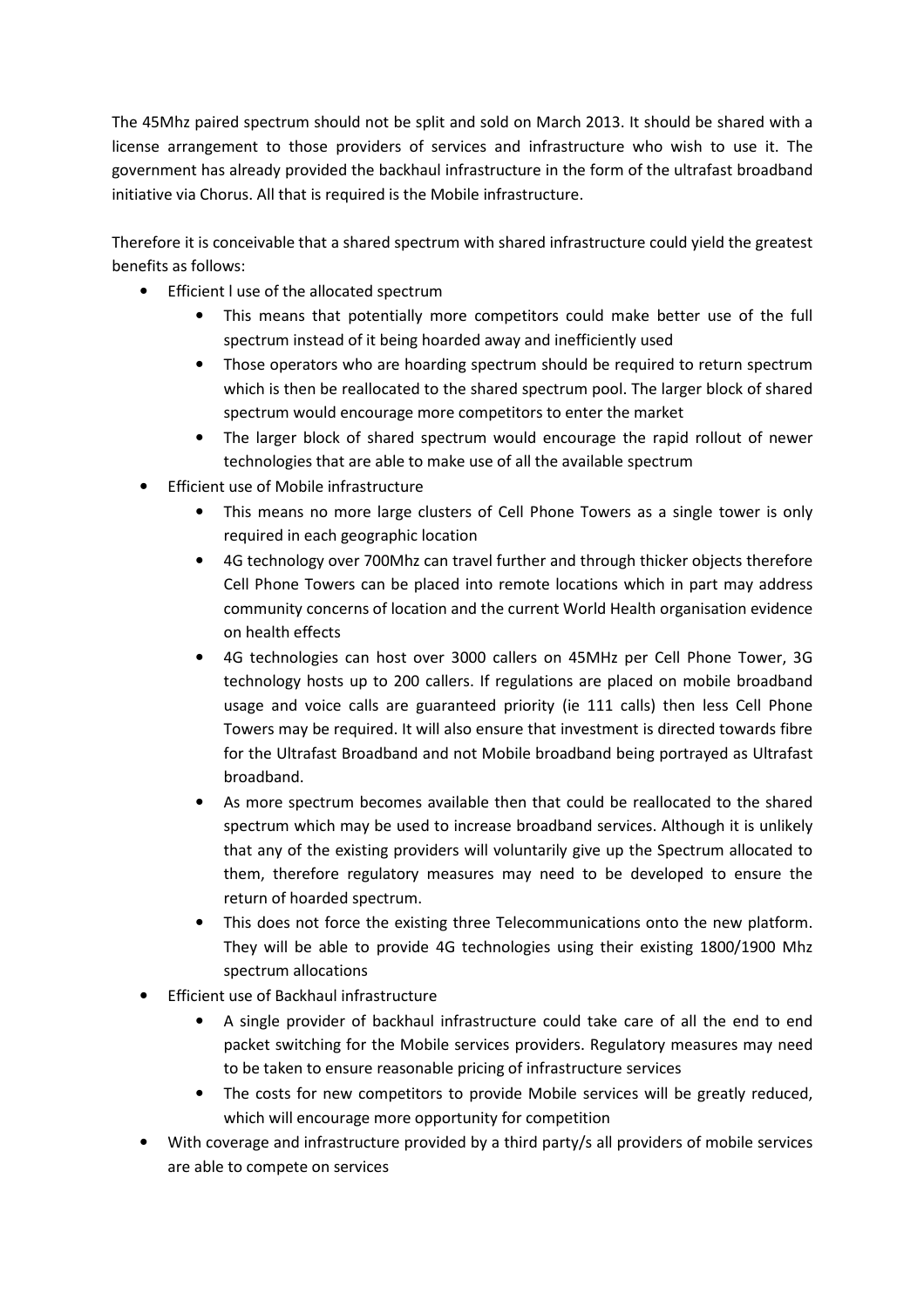The 45Mhz paired spectrum should not be split and sold on March 2013. It should be shared with a license arrangement to those providers of services and infrastructure who wish to use it. The government has already provided the backhaul infrastructure in the form of the ultrafast broadband initiative via Chorus. All that is required is the Mobile infrastructure.

Therefore it is conceivable that a shared spectrum with shared infrastructure could yield the greatest benefits as follows:

- Efficient l use of the allocated spectrum
  - This means that potentially more competitors could make better use of the full spectrum instead of it being hoarded away and inefficiently used
  - Those operators who are hoarding spectrum should be required to return spectrum which is then be reallocated to the shared spectrum pool. The larger block of shared spectrum would encourage more competitors to enter the market
  - The larger block of shared spectrum would encourage the rapid rollout of newer technologies that are able to make use of all the available spectrum
- Efficient use of Mobile infrastructure
  - This means no more large clusters of Cell Phone Towers as a single tower is only required in each geographic location
  - 4G technology over 700Mhz can travel further and through thicker objects therefore Cell Phone Towers can be placed into remote locations which in part may address community concerns of location and the current World Health organisation evidence on health effects
  - 4G technologies can host over 3000 callers on 45MHz per Cell Phone Tower, 3G technology hosts up to 200 callers. If regulations are placed on mobile broadband usage and voice calls are guaranteed priority (ie 111 calls) then less Cell Phone Towers may be required. It will also ensure that investment is directed towards fibre for the Ultrafast Broadband and not Mobile broadband being portrayed as Ultrafast broadband.
  - As more spectrum becomes available then that could be reallocated to the shared spectrum which may be used to increase broadband services. Although it is unlikely that any of the existing providers will voluntarily give up the Spectrum allocated to them, therefore regulatory measures may need to be developed to ensure the return of hoarded spectrum.
  - This does not force the existing three Telecommunications onto the new platform. They will be able to provide 4G technologies using their existing 1800/1900 Mhz spectrum allocations
- Efficient use of Backhaul infrastructure
  - A single provider of backhaul infrastructure could take care of all the end to end packet switching for the Mobile services providers. Regulatory measures may need to be taken to ensure reasonable pricing of infrastructure services
  - The costs for new competitors to provide Mobile services will be greatly reduced, which will encourage more opportunity for competition
- With coverage and infrastructure provided by a third party/s all providers of mobile services are able to compete on services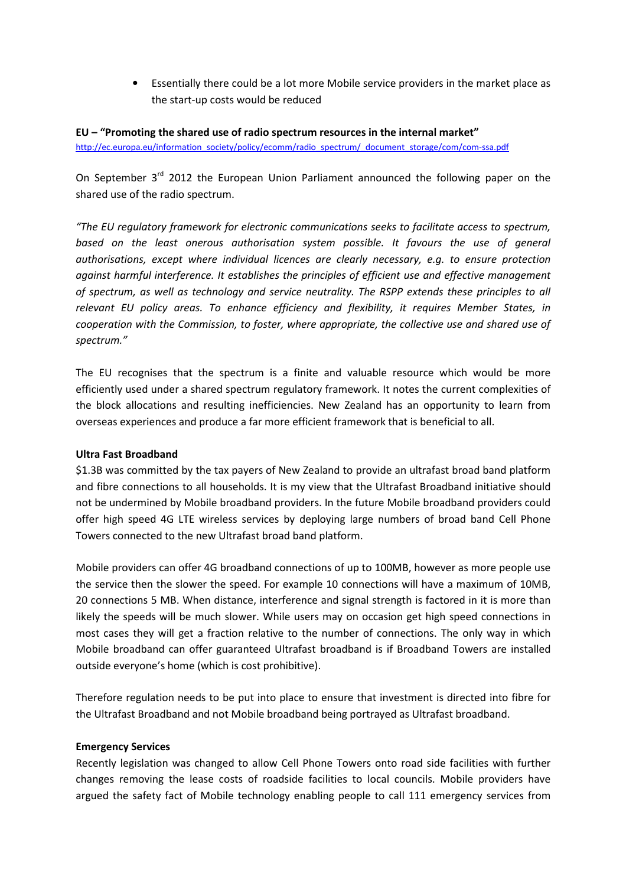- Essentially there could be a lot more Mobile service providers in the market place as the start-up costs would be reduced

**EU – "Promoting the shared use of radio spectrum resources in the internal market"**
http://ec.europa.eu/information_society/policy/ecomm/radio_spectrum/_document_storage/com/com-ssa.pdf

On September 3rd 2012 the European Union Parliament announced the following paper on the shared use of the radio spectrum.

*"The EU regulatory framework for electronic communications seeks to facilitate access to spectrum, based on the least onerous authorisation system possible. It favours the use of general authorisations, except where individual licences are clearly necessary, e.g. to ensure protection against harmful interference. It establishes the principles of efficient use and effective management of spectrum, as well as technology and service neutrality. The RSPP extends these principles to all relevant EU policy areas. To enhance efficiency and flexibility, it requires Member States, in cooperation with the Commission, to foster, where appropriate, the collective use and shared use of spectrum."*

The EU recognises that the spectrum is a finite and valuable resource which would be more efficiently used under a shared spectrum regulatory framework. It notes the current complexities of the block allocations and resulting inefficiencies. New Zealand has an opportunity to learn from overseas experiences and produce a far more efficient framework that is beneficial to all.

**Ultra Fast Broadband**

$1.3B was committed by the tax payers of New Zealand to provide an ultrafast broad band platform and fibre connections to all households. It is my view that the Ultrafast Broadband initiative should not be undermined by Mobile broadband providers. In the future Mobile broadband providers could offer high speed 4G LTE wireless services by deploying large numbers of broad band Cell Phone Towers connected to the new Ultrafast broad band platform.

Mobile providers can offer 4G broadband connections of up to 100MB, however as more people use the service then the slower the speed. For example 10 connections will have a maximum of 10MB, 20 connections 5 MB. When distance, interference and signal strength is factored in it is more than likely the speeds will be much slower. While users may on occasion get high speed connections in most cases they will get a fraction relative to the number of connections. The only way in which Mobile broadband can offer guaranteed Ultrafast broadband is if Broadband Towers are installed outside everyone's home (which is cost prohibitive).

Therefore regulation needs to be put into place to ensure that investment is directed into fibre for the Ultrafast Broadband and not Mobile broadband being portrayed as Ultrafast broadband.

**Emergency Services**

Recently legislation was changed to allow Cell Phone Towers onto road side facilities with further changes removing the lease costs of roadside facilities to local councils. Mobile providers have argued the safety fact of Mobile technology enabling people to call 111 emergency services from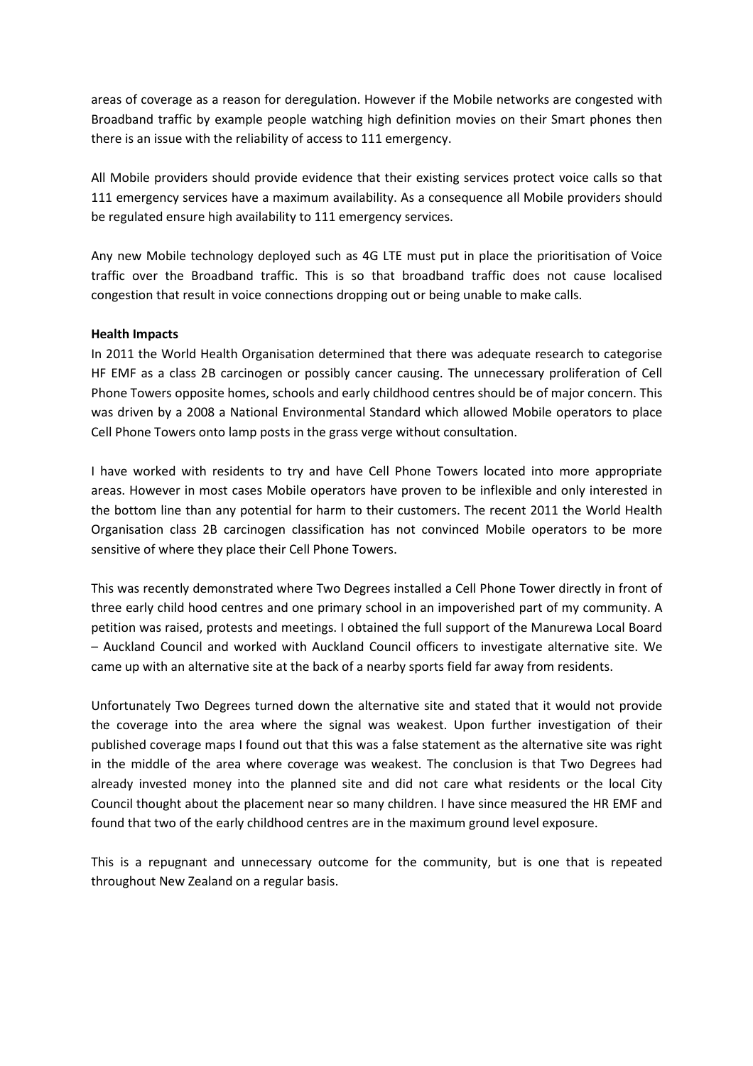areas of coverage as a reason for deregulation. However if the Mobile networks are congested with Broadband traffic by example people watching high definition movies on their Smart phones then there is an issue with the reliability of access to 111 emergency.

All Mobile providers should provide evidence that their existing services protect voice calls so that 111 emergency services have a maximum availability. As a consequence all Mobile providers should be regulated ensure high availability to 111 emergency services.

Any new Mobile technology deployed such as 4G LTE must put in place the prioritisation of Voice traffic over the Broadband traffic. This is so that broadband traffic does not cause localised congestion that result in voice connections dropping out or being unable to make calls.

**Health Impacts**

In 2011 the World Health Organisation determined that there was adequate research to categorise HF EMF as a class 2B carcinogen or possibly cancer causing. The unnecessary proliferation of Cell Phone Towers opposite homes, schools and early childhood centres should be of major concern. This was driven by a 2008 a National Environmental Standard which allowed Mobile operators to place Cell Phone Towers onto lamp posts in the grass verge without consultation.

I have worked with residents to try and have Cell Phone Towers located into more appropriate areas. However in most cases Mobile operators have proven to be inflexible and only interested in the bottom line than any potential for harm to their customers. The recent 2011 the World Health Organisation class 2B carcinogen classification has not convinced Mobile operators to be more sensitive of where they place their Cell Phone Towers.

This was recently demonstrated where Two Degrees installed a Cell Phone Tower directly in front of three early child hood centres and one primary school in an impoverished part of my community. A petition was raised, protests and meetings. I obtained the full support of the Manurewa Local Board – Auckland Council and worked with Auckland Council officers to investigate alternative site. We came up with an alternative site at the back of a nearby sports field far away from residents.

Unfortunately Two Degrees turned down the alternative site and stated that it would not provide the coverage into the area where the signal was weakest. Upon further investigation of their published coverage maps I found out that this was a false statement as the alternative site was right in the middle of the area where coverage was weakest. The conclusion is that Two Degrees had already invested money into the planned site and did not care what residents or the local City Council thought about the placement near so many children. I have since measured the HR EMF and found that two of the early childhood centres are in the maximum ground level exposure.

This is a repugnant and unnecessary outcome for the community, but is one that is repeated throughout New Zealand on a regular basis.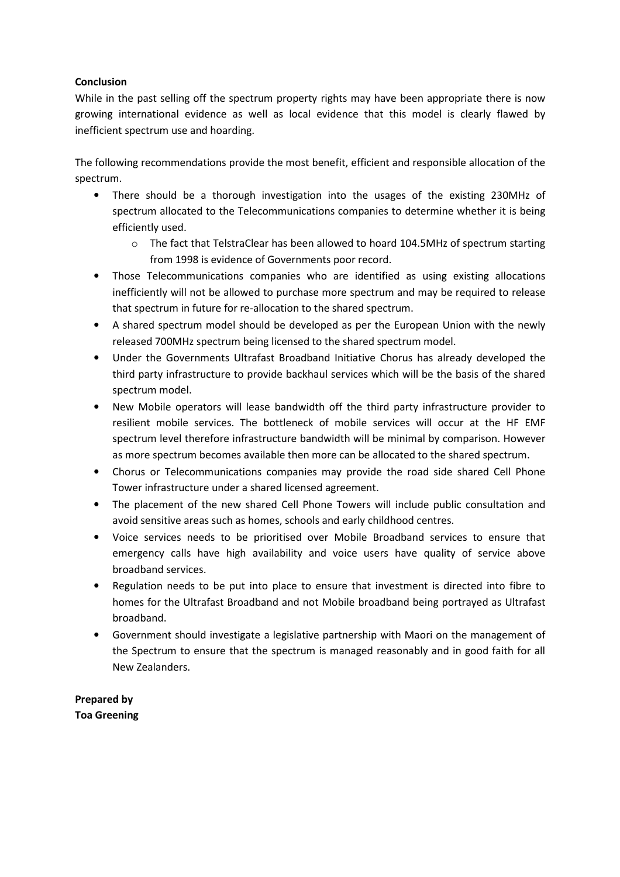**Conclusion**

While in the past selling off the spectrum property rights may have been appropriate there is now growing international evidence as well as local evidence that this model is clearly flawed by inefficient spectrum use and hoarding.

The following recommendations provide the most benefit, efficient and responsible allocation of the spectrum.

- There should be a thorough investigation into the usages of the existing 230MHz of spectrum allocated to the Telecommunications companies to determine whether it is being efficiently used.
  - The fact that TelstraClear has been allowed to hoard 104.5MHz of spectrum starting from 1998 is evidence of Governments poor record.
- Those Telecommunications companies who are identified as using existing allocations inefficiently will not be allowed to purchase more spectrum and may be required to release that spectrum in future for re-allocation to the shared spectrum.
- A shared spectrum model should be developed as per the European Union with the newly released 700MHz spectrum being licensed to the shared spectrum model.
- Under the Governments Ultrafast Broadband Initiative Chorus has already developed the third party infrastructure to provide backhaul services which will be the basis of the shared spectrum model.
- New Mobile operators will lease bandwidth off the third party infrastructure provider to resilient mobile services. The bottleneck of mobile services will occur at the HF EMF spectrum level therefore infrastructure bandwidth will be minimal by comparison. However as more spectrum becomes available then more can be allocated to the shared spectrum.
- Chorus or Telecommunications companies may provide the road side shared Cell Phone Tower infrastructure under a shared licensed agreement.
- The placement of the new shared Cell Phone Towers will include public consultation and avoid sensitive areas such as homes, schools and early childhood centres.
- Voice services needs to be prioritised over Mobile Broadband services to ensure that emergency calls have high availability and voice users have quality of service above broadband services.
- Regulation needs to be put into place to ensure that investment is directed into fibre to homes for the Ultrafast Broadband and not Mobile broadband being portrayed as Ultrafast broadband.
- Government should investigate a legislative partnership with Maori on the management of the Spectrum to ensure that the spectrum is managed reasonably and in good faith for all New Zealanders.

**Prepared by**
**Toa Greening**